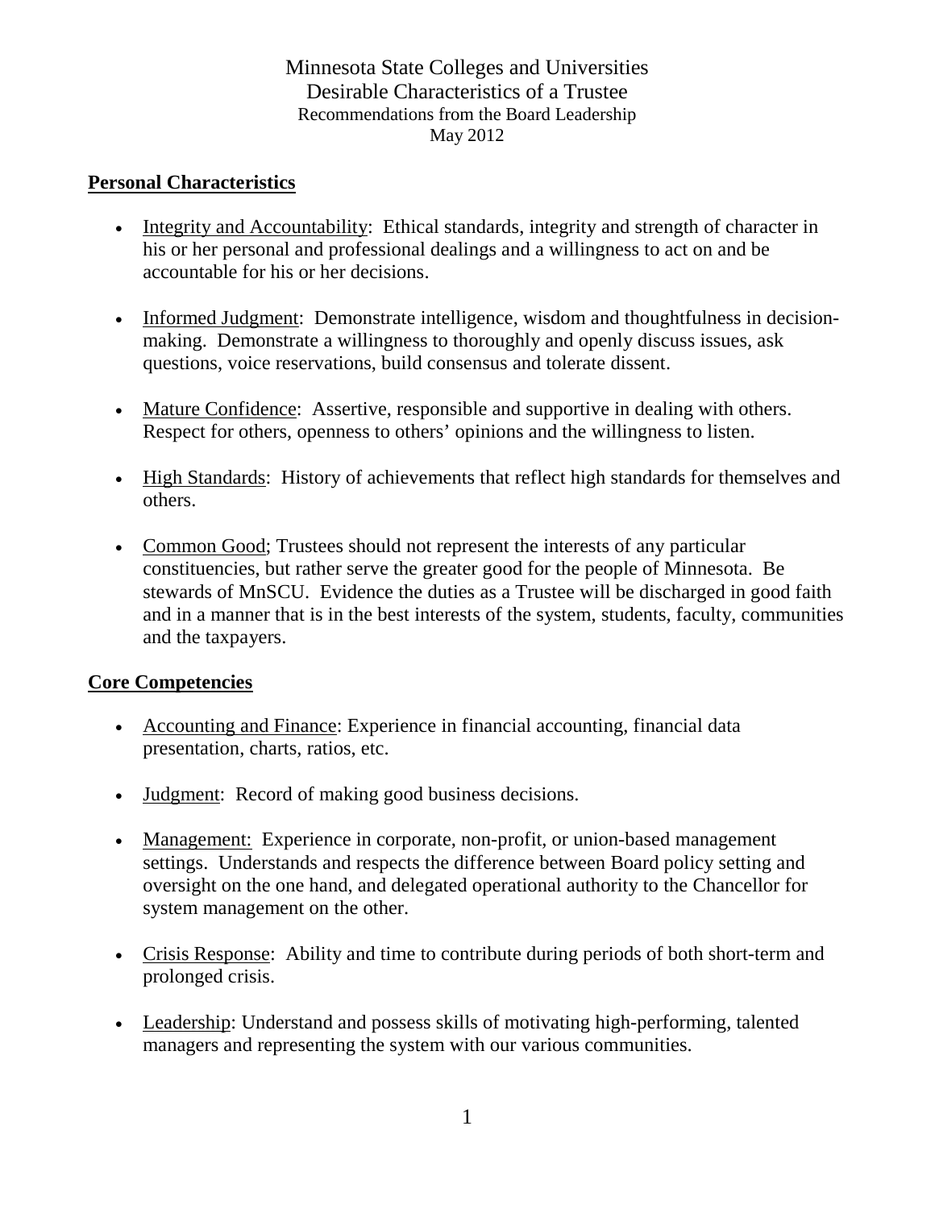# Minnesota State Colleges and Universities
## Desirable Characteristics of a Trustee

Recommendations from the Board Leadership
May 2012

## Personal Characteristics

- Integrity and Accountability: Ethical standards, integrity and strength of character in his or her personal and professional dealings and a willingness to act on and be accountable for his or her decisions.
- Informed Judgment: Demonstrate intelligence, wisdom and thoughtfulness in decision-making. Demonstrate a willingness to thoroughly and openly discuss issues, ask questions, voice reservations, build consensus and tolerate dissent.
- Mature Confidence: Assertive, responsible and supportive in dealing with others. Respect for others, openness to others' opinions and the willingness to listen.
- High Standards: History of achievements that reflect high standards for themselves and others.
- Common Good; Trustees should not represent the interests of any particular constituencies, but rather serve the greater good for the people of Minnesota. Be stewards of MnSCU. Evidence the duties as a Trustee will be discharged in good faith and in a manner that is in the best interests of the system, students, faculty, communities and the taxpayers.

## Core Competencies

- Accounting and Finance: Experience in financial accounting, financial data presentation, charts, ratios, etc.
- Judgment: Record of making good business decisions.
- Management: Experience in corporate, non-profit, or union-based management settings. Understands and respects the difference between Board policy setting and oversight on the one hand, and delegated operational authority to the Chancellor for system management on the other.
- Crisis Response: Ability and time to contribute during periods of both short-term and prolonged crisis.
- Leadership: Understand and possess skills of motivating high-performing, talented managers and representing the system with our various communities.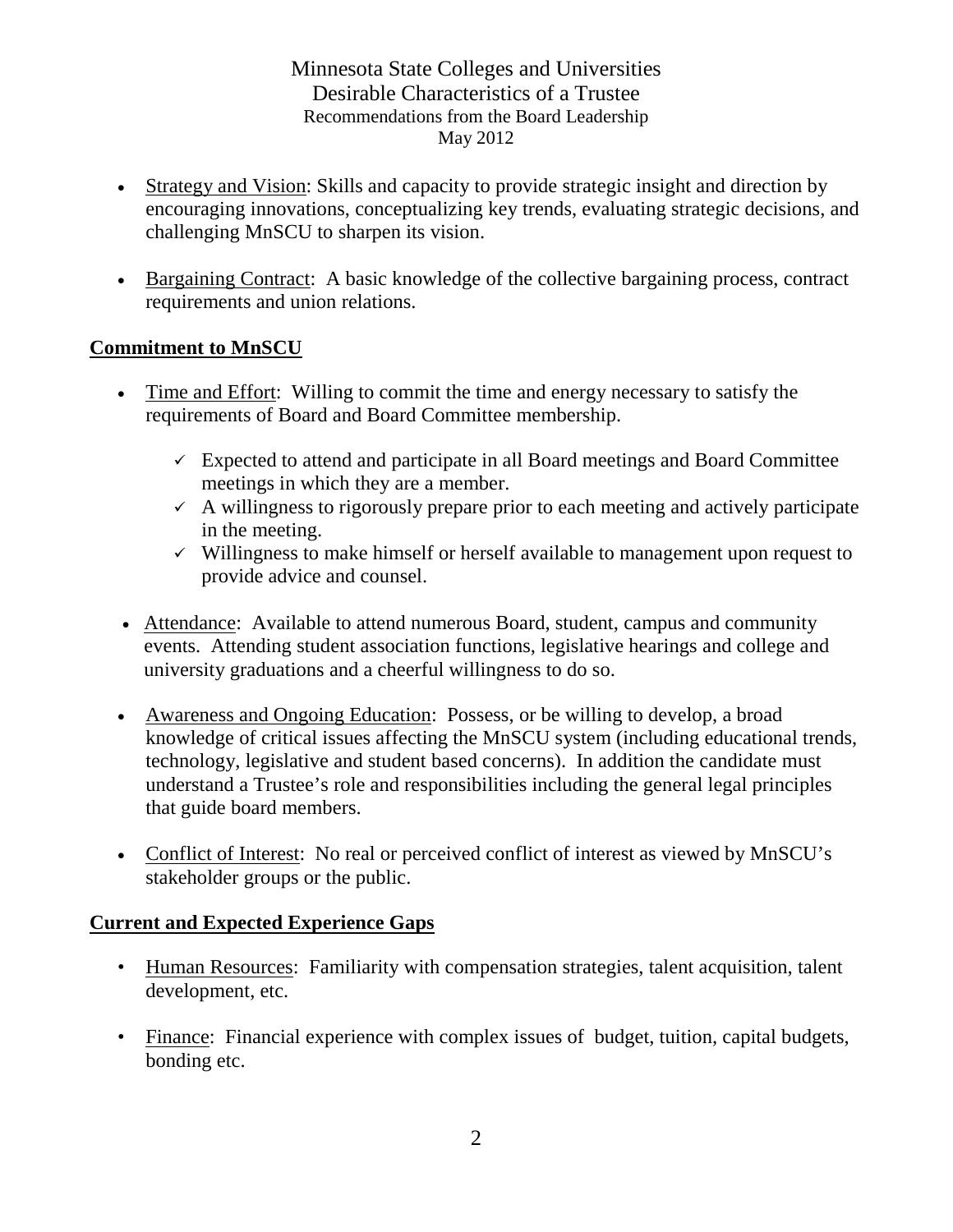Minnesota State Colleges and Universities
Desirable Characteristics of a Trustee
Recommendations from the Board Leadership
May 2012

- Strategy and Vision: Skills and capacity to provide strategic insight and direction by encouraging innovations, conceptualizing key trends, evaluating strategic decisions, and challenging MnSCU to sharpen its vision.

- Bargaining Contract: A basic knowledge of the collective bargaining process, contract requirements and union relations.

## Commitment to MnSCU

- Time and Effort: Willing to commit the time and energy necessary to satisfy the requirements of Board and Board Committee membership.

  - ✓ Expected to attend and participate in all Board meetings and Board Committee meetings in which they are a member.
  - ✓ A willingness to rigorously prepare prior to each meeting and actively participate in the meeting.
  - ✓ Willingness to make himself or herself available to management upon request to provide advice and counsel.

- Attendance: Available to attend numerous Board, student, campus and community events. Attending student association functions, legislative hearings and college and university graduations and a cheerful willingness to do so.

- Awareness and Ongoing Education: Possess, or be willing to develop, a broad knowledge of critical issues affecting the MnSCU system (including educational trends, technology, legislative and student based concerns). In addition the candidate must understand a Trustee's role and responsibilities including the general legal principles that guide board members.

- Conflict of Interest: No real or perceived conflict of interest as viewed by MnSCU's stakeholder groups or the public.

## Current and Expected Experience Gaps

- Human Resources: Familiarity with compensation strategies, talent acquisition, talent development, etc.

- Finance: Financial experience with complex issues of budget, tuition, capital budgets, bonding etc.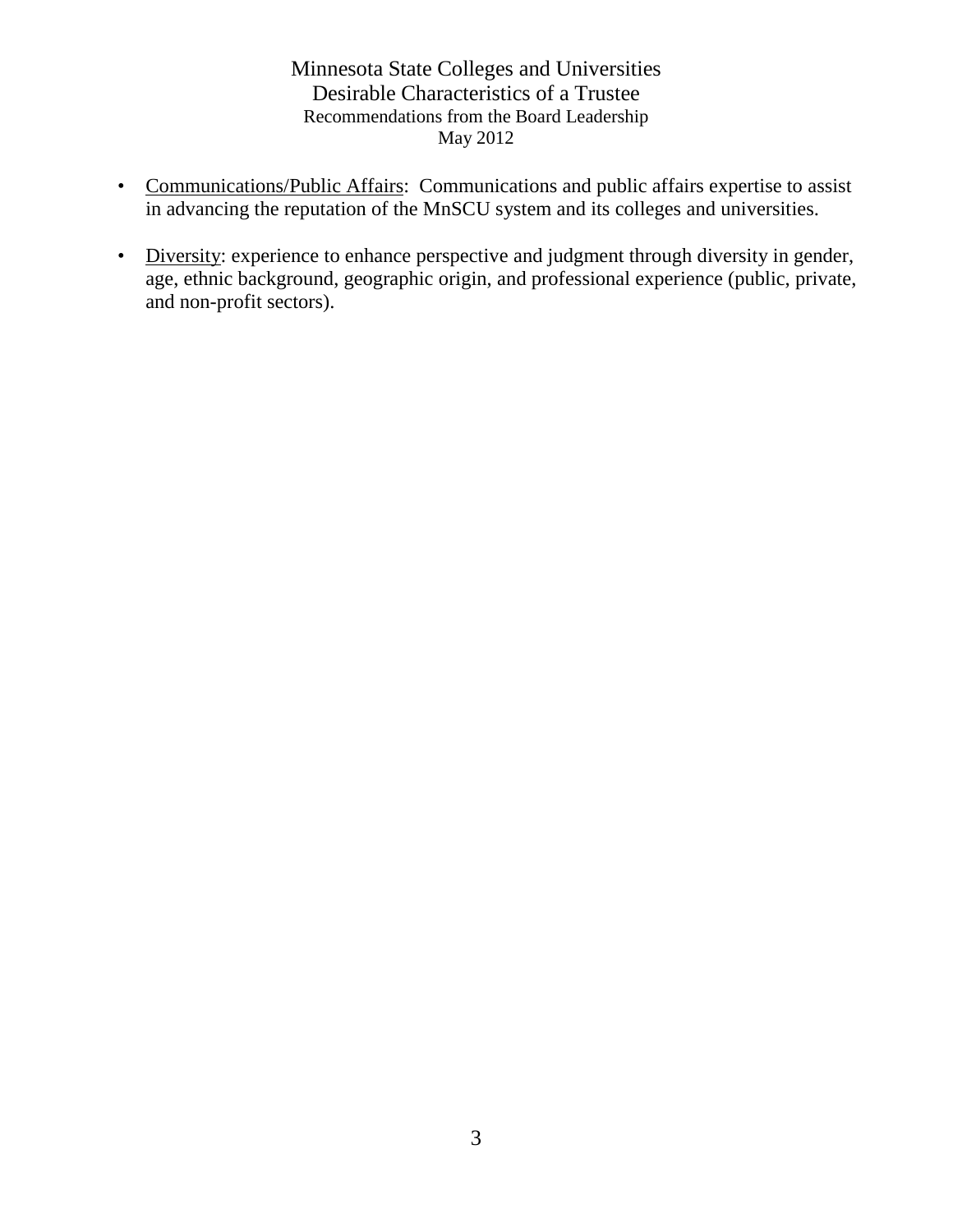- Communications/Public Affairs:  Communications and public affairs expertise to assist in advancing the reputation of the MnSCU system and its colleges and universities.

- Diversity: experience to enhance perspective and judgment through diversity in gender, age, ethnic background, geographic origin, and professional experience (public, private, and non-profit sectors).